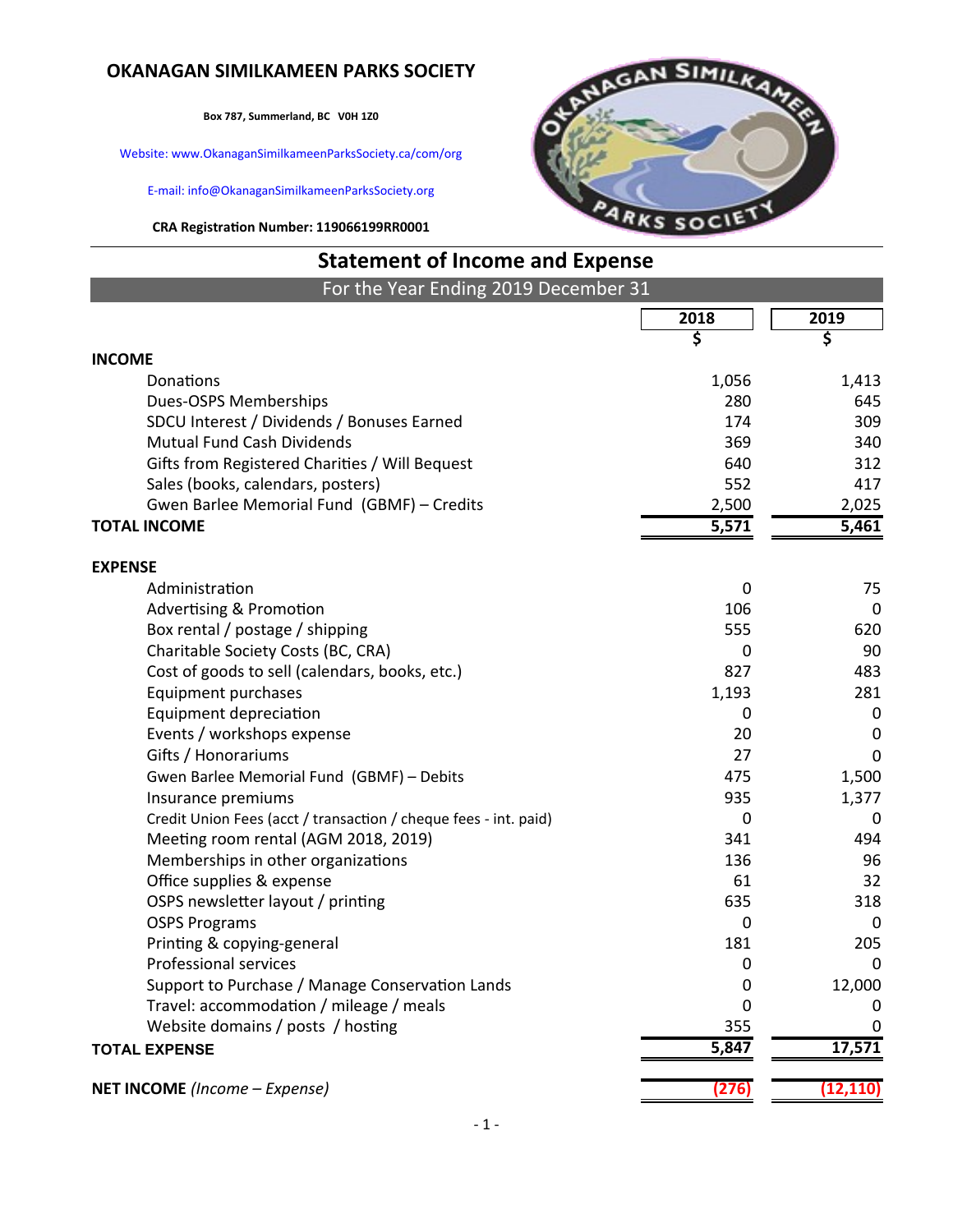# OKANAGAN SIMILKAMEEN PARKS SOCIETY

**Box 787, Summerland, BC V0H 1Z0**

Website: www.OkanaganSimilkameenParksSociety.ca/com/org

E-mail: info@OkanaganSimilkameenParksSociety.org

**CRA Registration Number: 119066199RR0001**

## Statement of Income and Expense

For the Year Ending 2019 December 31

| | 2018<br>$ | 2019<br>$ |
|---|---|---|
| **INCOME** | | |
| Donations | 1,056 | 1,413 |
| Dues-OSPS Memberships | 280 | 645 |
| SDCU Interest / Dividends / Bonuses Earned | 174 | 309 |
| Mutual Fund Cash Dividends | 369 | 340 |
| Gifts from Registered Charities / Will Bequest | 640 | 312 |
| Sales (books, calendars, posters) | 552 | 417 |
| Gwen Barlee Memorial Fund (GBMF) – Credits | 2,500 | 2,025 |
| **TOTAL INCOME** | **5,571** | **5,461** |
| | | |
| **EXPENSE** | | |
| Administration | 0 | 75 |
| Advertising & Promotion | 106 | 0 |
| Box rental / postage / shipping | 555 | 620 |
| Charitable Society Costs (BC, CRA) | 0 | 90 |
| Cost of goods to sell (calendars, books, etc.) | 827 | 483 |
| Equipment purchases | 1,193 | 281 |
| Equipment depreciation | 0 | 0 |
| Events / workshops expense | 20 | 0 |
| Gifts / Honorariums | 27 | 0 |
| Gwen Barlee Memorial Fund (GBMF) – Debits | 475 | 1,500 |
| Insurance premiums | 935 | 1,377 |
| Credit Union Fees (acct / transaction / cheque fees - int. paid) | 0 | 0 |
| Meeting room rental (AGM 2018, 2019) | 341 | 494 |
| Memberships in other organizations | 136 | 96 |
| Office supplies & expense | 61 | 32 |
| OSPS newsletter layout / printing | 635 | 318 |
| OSPS Programs | 0 | 0 |
| Printing & copying-general | 181 | 205 |
| Professional services | 0 | 0 |
| Support to Purchase / Manage Conservation Lands | 0 | 12,000 |
| Travel: accommodation / mileage / meals | 0 | 0 |
| Website domains / posts / hosting | 355 | 0 |
| **TOTAL EXPENSE** | **5,847** | **17,571** |
| | | |
| **NET INCOME** *(Income – Expense)* | **(276)** | **(12,110)** |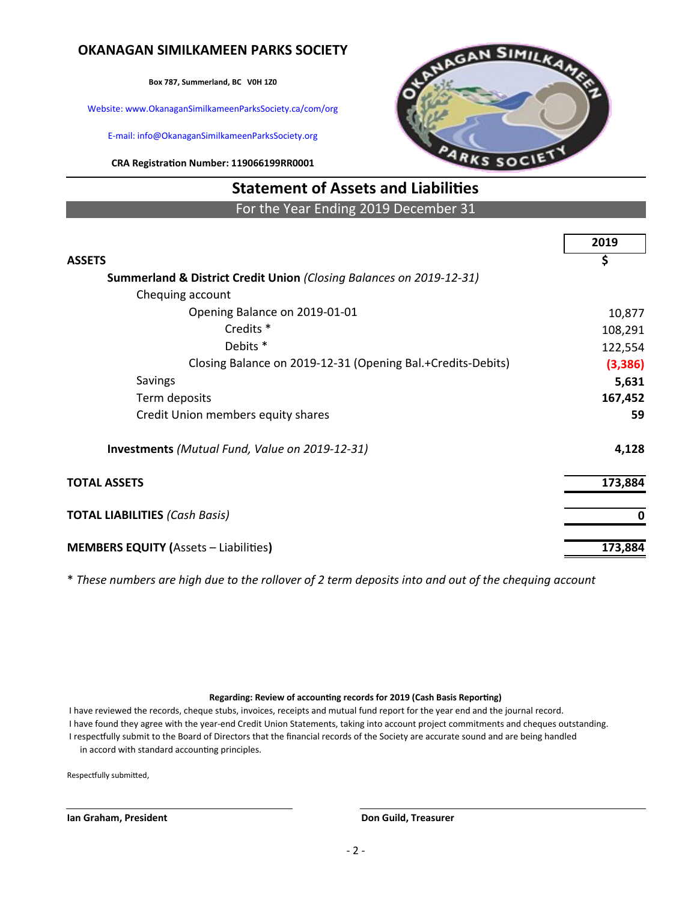# OKANAGAN SIMILKAMEEN PARKS SOCIETY

**Box 787, Summerland, BC V0H 1Z0**

Website: www.OkanaganSimilkameenParksSociety.ca/com/org

E-mail: info@OkanaganSimilkameenParksSociety.org

**CRA Registration Number: 119066199RR0001**

## Statement of Assets and Liabilities

For the Year Ending 2019 December 31

| | **2019** |
|---|---|
| **ASSETS** | **$** |
| **Summerland & District Credit Union** *(Closing Balances on 2019-12-31)* | |
| Chequing account | |
| Opening Balance on 2019-01-01 | 10,877 |
| Credits * | 108,291 |
| Debits * | 122,554 |
| Closing Balance on 2019-12-31 (Opening Bal.+Credits-Debits) | **(3,386)** |
| Savings | **5,631** |
| Term deposits | **167,452** |
| Credit Union members equity shares | **59** |
| **Investments** *(Mutual Fund, Value on 2019-12-31)* | **4,128** |
| **TOTAL ASSETS** | **173,884** |
| **TOTAL LIABILITIES** *(Cash Basis)* | **0** |
| **MEMBERS EQUITY (**Assets – Liabilities**)** | **173,884** |

\* *These numbers are high due to the rollover of 2 term deposits into and out of the chequing account*

**Regarding: Review of accounting records for 2019 (Cash Basis Reporting)**

I have reviewed the records, cheque stubs, invoices, receipts and mutual fund report for the year end and the journal record.
I have found they agree with the year-end Credit Union Statements, taking into account project commitments and cheques outstanding.
I respectfully submit to the Board of Directors that the financial records of the Society are accurate sound and are being handled in accord with standard accounting principles.

Respectfully submitted,

**Ian Graham, President**

**Don Guild, Treasurer**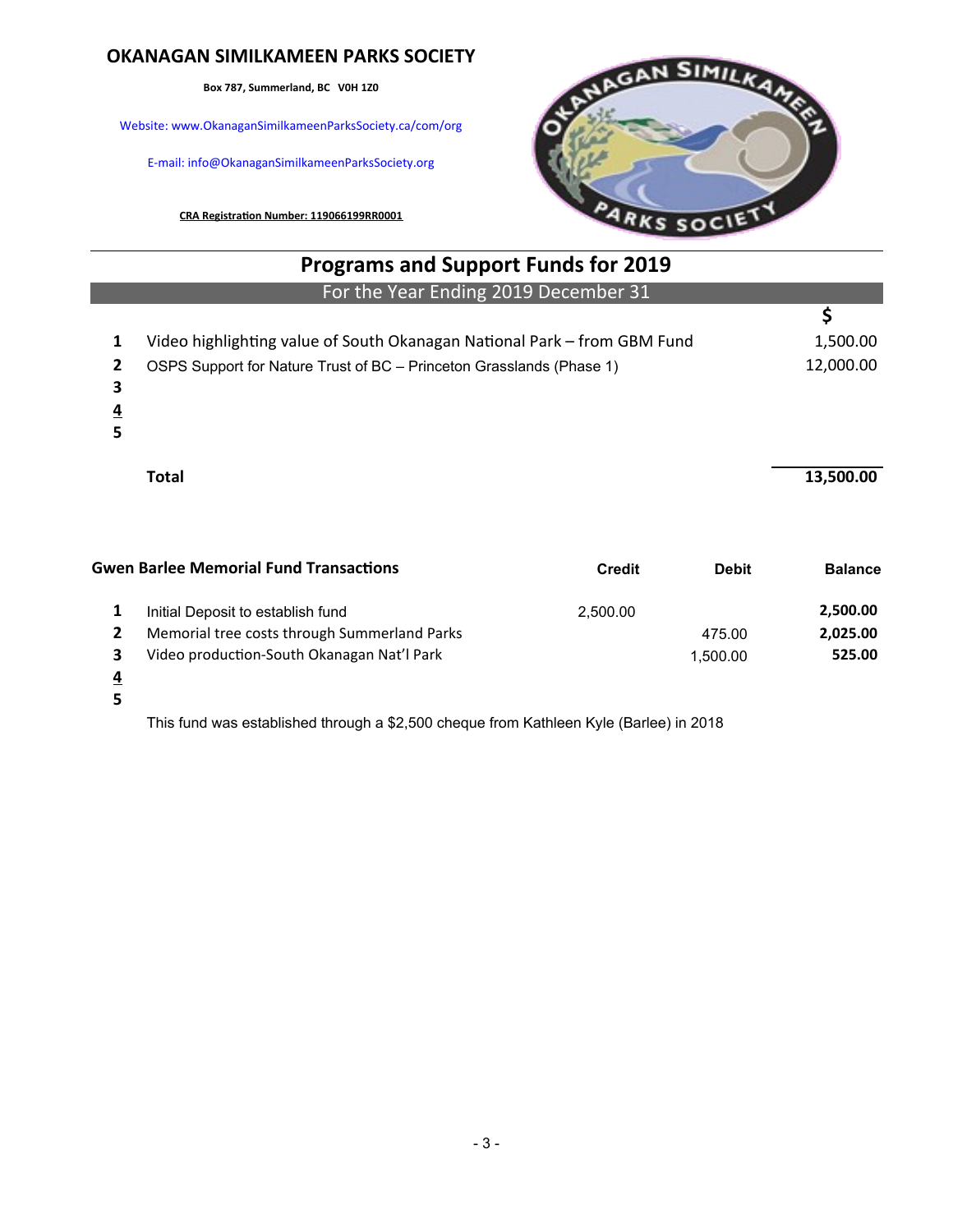**OKANAGAN SIMILKAMEEN PARKS SOCIETY**

**Box 787, Summerland, BC V0H 1Z0**

Website: www.OkanaganSimilkameenParksSociety.ca/com/org

E-mail: info@OkanaganSimilkameenParksSociety.org

**CRA Registration Number: 119066199RR0001**

# Programs and Support Funds for 2019

For the Year Ending 2019 December 31

| | | $ |
|---|---|---|
| 1 | Video highlighting value of South Okanagan National Park – from GBM Fund | 1,500.00 |
| 2 | OSPS Support for Nature Trust of BC – Princeton Grasslands (Phase 1) | 12,000.00 |
| 3 | | |
| 4 | | |
| 5 | | |
| | **Total** | **13,500.00** |

| | Gwen Barlee Memorial Fund Transactions | Credit | Debit | Balance |
|---|---|---|---|---|
| 1 | Initial Deposit to establish fund | 2,500.00 | | **2,500.00** |
| 2 | Memorial tree costs through Summerland Parks | | 475.00 | **2,025.00** |
| 3 | Video production-South Okanagan Nat'l Park | | 1,500.00 | **525.00** |
| 4 | | | | |
| 5 | | | | |

This fund was established through a $2,500 cheque from Kathleen Kyle (Barlee) in 2018